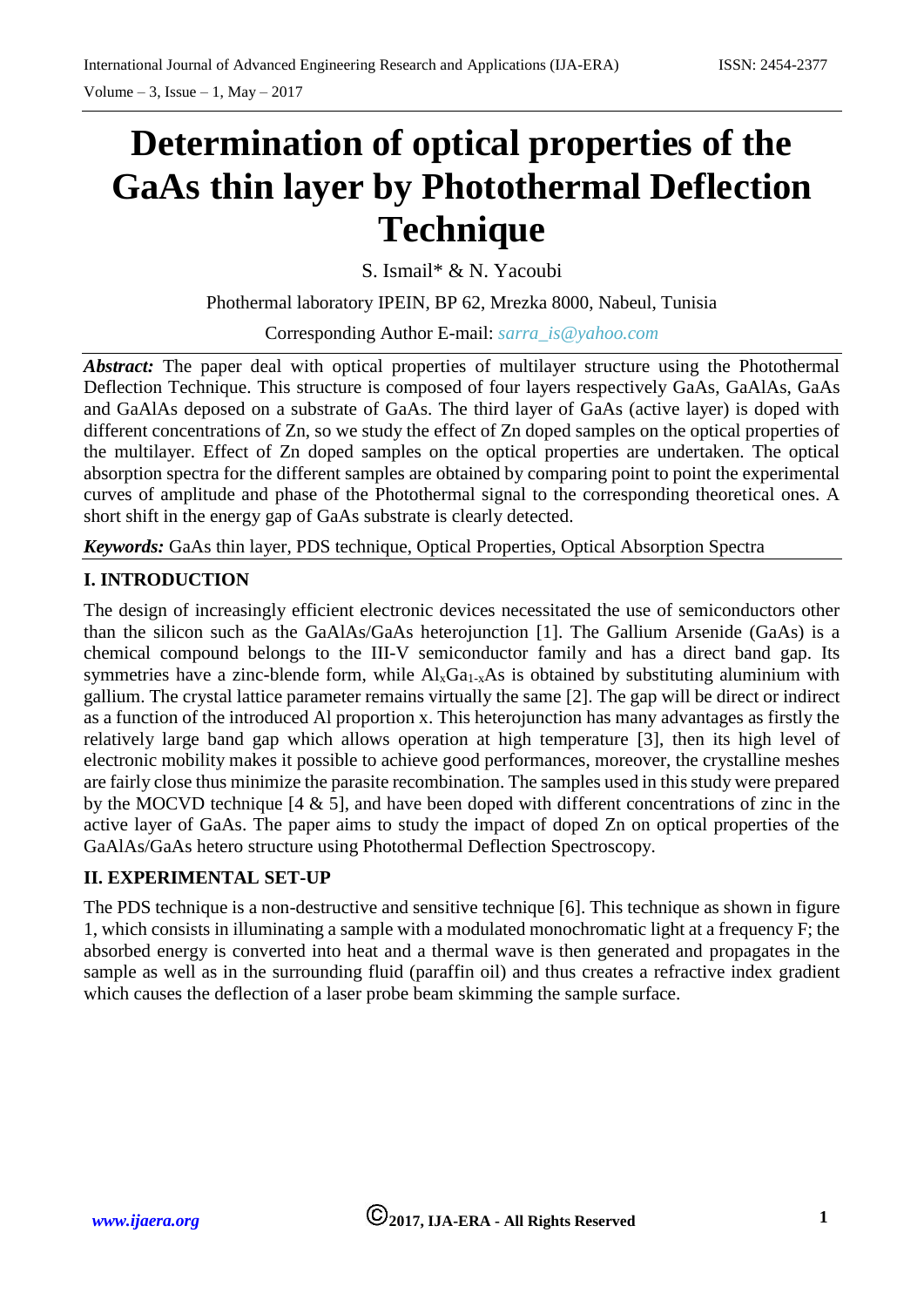# Determination of optical properties of the GaAs thin layer by Photothermal Deflection Technique

S. Ismail* & N. Yacoubi

Phothermal laboratory IPEIN, BP 62, Mrezka 8000, Nabeul, Tunisia

Corresponding Author E-mail: *sarra_is@yahoo.com*

***Abstract:*** The paper deal with optical properties of multilayer structure using the Photothermal Deflection Technique. This structure is composed of four layers respectively GaAs, GaAlAs, GaAs and GaAlAs deposed on a substrate of GaAs. The third layer of GaAs (active layer) is doped with different concentrations of Zn, so we study the effect of Zn doped samples on the optical properties of the multilayer. Effect of Zn doped samples on the optical properties are undertaken. The optical absorption spectra for the different samples are obtained by comparing point to point the experimental curves of amplitude and phase of the Photothermal signal to the corresponding theoretical ones. A short shift in the energy gap of GaAs substrate is clearly detected.

***Keywords:*** GaAs thin layer, PDS technique, Optical Properties, Optical Absorption Spectra

## I. INTRODUCTION

The design of increasingly efficient electronic devices necessitated the use of semiconductors other than the silicon such as the GaAlAs/GaAs heterojunction [1]. The Gallium Arsenide (GaAs) is a chemical compound belongs to the III-V semiconductor family and has a direct band gap. Its symmetries have a zinc-blende form, while $Al_xGa_{1-x}As$ is obtained by substituting aluminium with gallium. The crystal lattice parameter remains virtually the same [2]. The gap will be direct or indirect as a function of the introduced Al proportion x. This heterojunction has many advantages as firstly the relatively large band gap which allows operation at high temperature [3], then its high level of electronic mobility makes it possible to achieve good performances, moreover, the crystalline meshes are fairly close thus minimize the parasite recombination. The samples used in this study were prepared by the MOCVD technique [4 & 5], and have been doped with different concentrations of zinc in the active layer of GaAs. The paper aims to study the impact of doped Zn on optical properties of the GaAlAs/GaAs hetero structure using Photothermal Deflection Spectroscopy.

## II. EXPERIMENTAL SET-UP

The PDS technique is a non-destructive and sensitive technique [6]. This technique as shown in figure 1, which consists in illuminating a sample with a modulated monochromatic light at a frequency F; the absorbed energy is converted into heat and a thermal wave is then generated and propagates in the sample as well as in the surrounding fluid (paraffin oil) and thus creates a refractive index gradient which causes the deflection of a laser probe beam skimming the sample surface.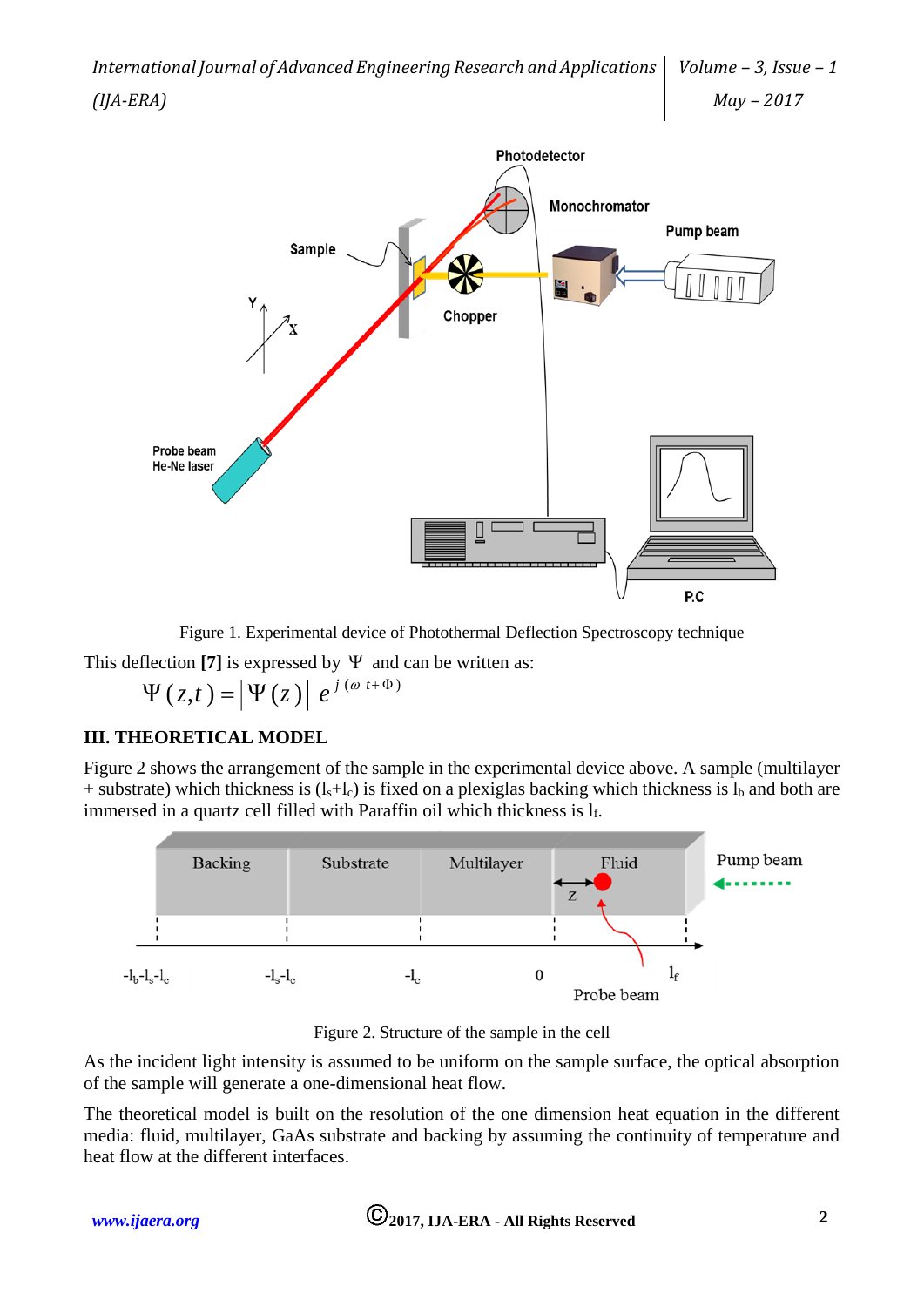Figure 1. Experimental device of Photothermal Deflection Spectroscopy technique

This deflection **[7]** is expressed by $\Psi$ and can be written as:

$$\Psi(z,t) = \left|\Psi(z)\right| e^{j(\omega t + \Phi)}$$

## III. THEORETICAL MODEL

Figure 2 shows the arrangement of the sample in the experimental device above. A sample (multilayer + substrate) which thickness is ($l_s$+$l_c$) is fixed on a plexiglas backing which thickness is $l_b$ and both are immersed in a quartz cell filled with Paraffin oil which thickness is $l_f$.

Figure 2. Structure of the sample in the cell

As the incident light intensity is assumed to be uniform on the sample surface, the optical absorption of the sample will generate a one-dimensional heat flow.

The theoretical model is built on the resolution of the one dimension heat equation in the different media: fluid, multilayer, GaAs substrate and backing by assuming the continuity of temperature and heat flow at the different interfaces.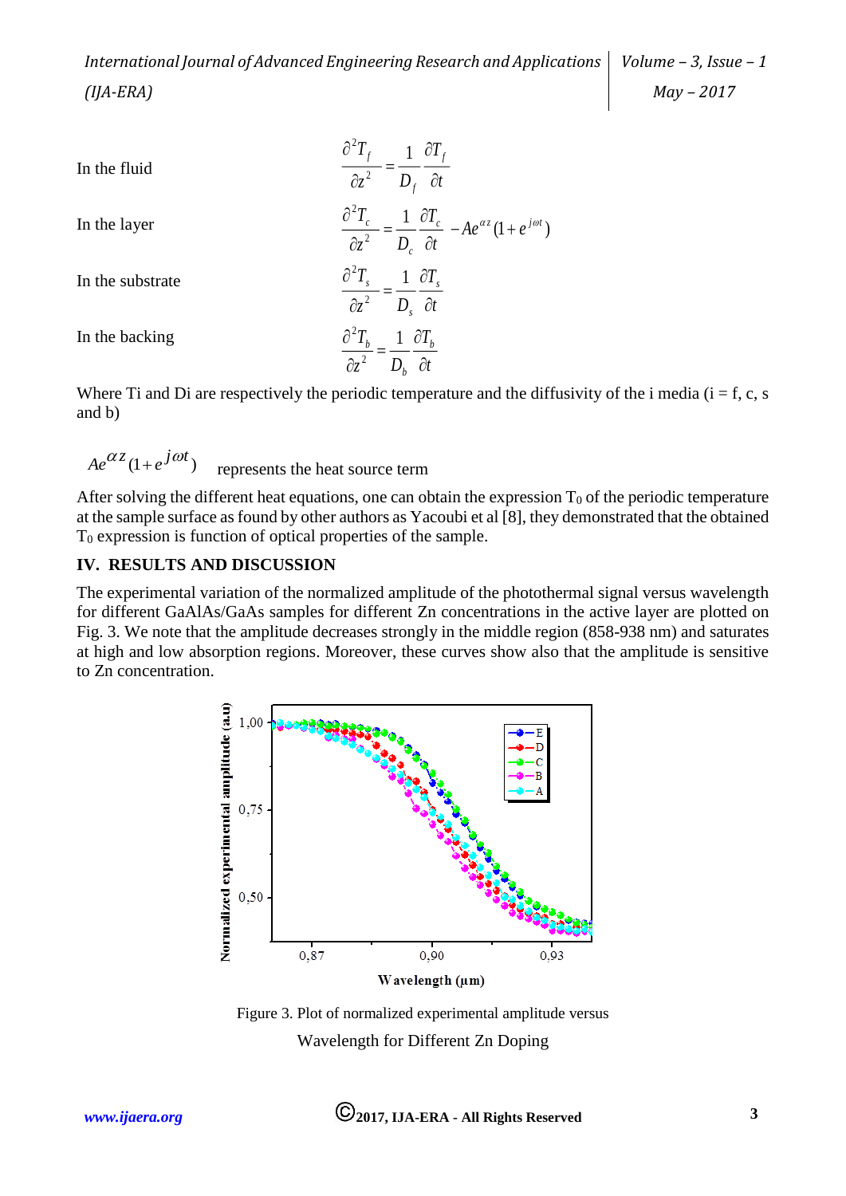In the fluid
$$\frac{\partial^2 T_f}{\partial z^2} = \frac{1}{D_f}\frac{\partial T_f}{\partial t}$$

In the layer
$$\frac{\partial^2 T_c}{\partial z^2} = \frac{1}{D_c}\frac{\partial T_c}{\partial t} - Ae^{\alpha z}(1+e^{j\omega t})$$

In the substrate
$$\frac{\partial^2 T_s}{\partial z^2} = \frac{1}{D_s}\frac{\partial T_s}{\partial t}$$

In the backing
$$\frac{\partial^2 T_b}{\partial z^2} = \frac{1}{D_b}\frac{\partial T_b}{\partial t}$$

Where Ti and Di are respectively the periodic temperature and the diffusivity of the i media (i = f, c, s and b)

$Ae^{\alpha z}(1+e^{j\omega t})$ represents the heat source term

After solving the different heat equations, one can obtain the expression $T_0$ of the periodic temperature at the sample surface as found by other authors as Yacoubi et al [8], they demonstrated that the obtained $T_0$ expression is function of optical properties of the sample.

## IV. RESULTS AND DISCUSSION

The experimental variation of the normalized amplitude of the photothermal signal versus wavelength for different GaAlAs/GaAs samples for different Zn concentrations in the active layer are plotted on Fig. 3. We note that the amplitude decreases strongly in the middle region (858-938 nm) and saturates at high and low absorption regions. Moreover, these curves show also that the amplitude is sensitive to Zn concentration.

Figure 3. Plot of normalized experimental amplitude versus Wavelength for Different Zn Doping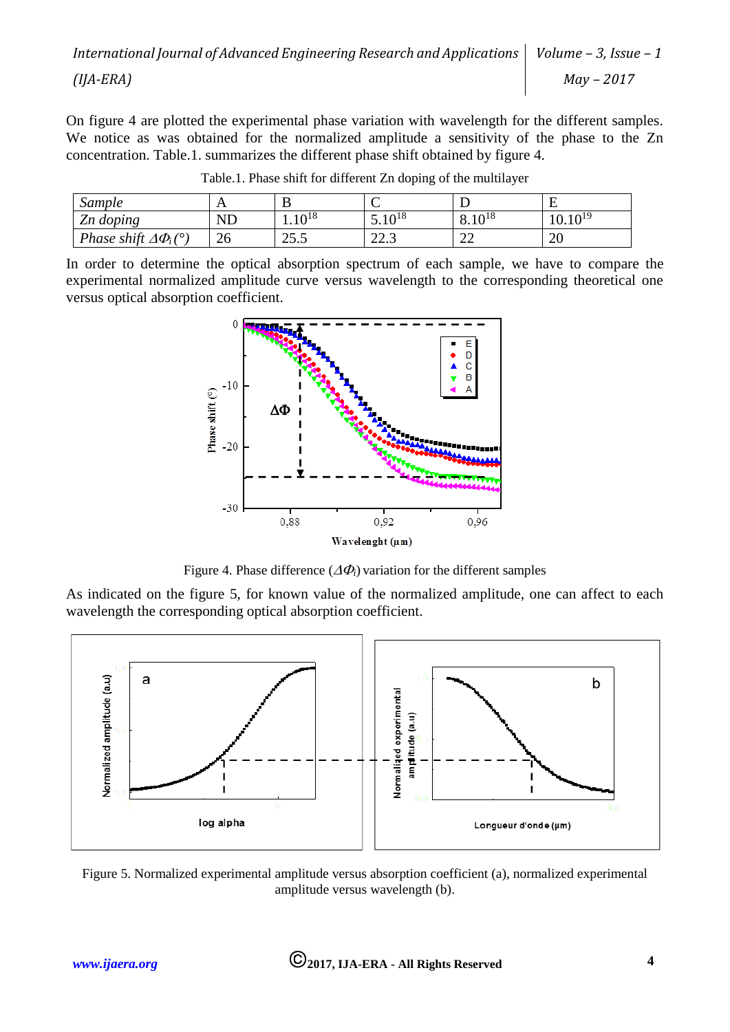On figure 4 are plotted the experimental phase variation with wavelength for the different samples. We notice as was obtained for the normalized amplitude a sensitivity of the phase to the Zn concentration. Table.1. summarizes the different phase shift obtained by figure 4.

Table.1. Phase shift for different Zn doping of the multilayer

| *Sample* | A | B | C | D | E |
|---|---|---|---|---|---|
| *Zn doping* | ND | $1.10^{18}$ | $5.10^{18}$ | $8.10^{18}$ | $10.10^{19}$ |
| *Phase shift* $\Delta\Phi_i(°)$ | 26 | 25.5 | 22.3 | 22 | 20 |

In order to determine the optical absorption spectrum of each sample, we have to compare the experimental normalized amplitude curve versus wavelength to the corresponding theoretical one versus optical absorption coefficient.

Figure 4. Phase difference ($\Delta\Phi_i$) variation for the different samples

As indicated on the figure 5, for known value of the normalized amplitude, one can affect to each wavelength the corresponding optical absorption coefficient.

Figure 5. Normalized experimental amplitude versus absorption coefficient (a), normalized experimental amplitude versus wavelength (b).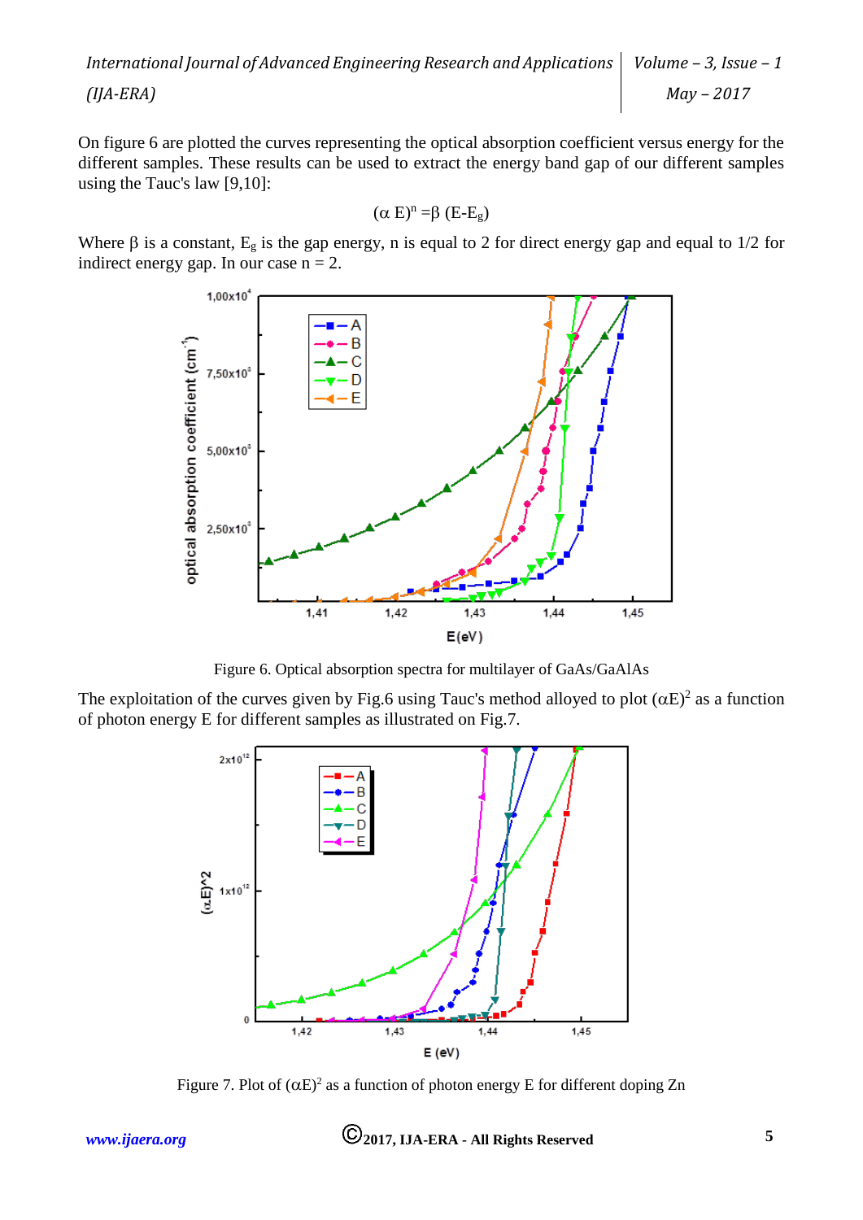On figure 6 are plotted the curves representing the optical absorption coefficient versus energy for the different samples. These results can be used to extract the energy band gap of our different samples using the Tauc's law [9,10]:

$$(\alpha E)^n = \beta (E - E_g)$$

Where $\beta$ is a constant, $E_g$ is the gap energy, n is equal to 2 for direct energy gap and equal to 1/2 for indirect energy gap. In our case n = 2.

Figure 6. Optical absorption spectra for multilayer of GaAs/GaAlAs

The exploitation of the curves given by Fig.6 using Tauc's method alloyed to plot $(\alpha E)^2$ as a function of photon energy E for different samples as illustrated on Fig.7.

Figure 7. Plot of $(\alpha E)^2$ as a function of photon energy E for different doping Zn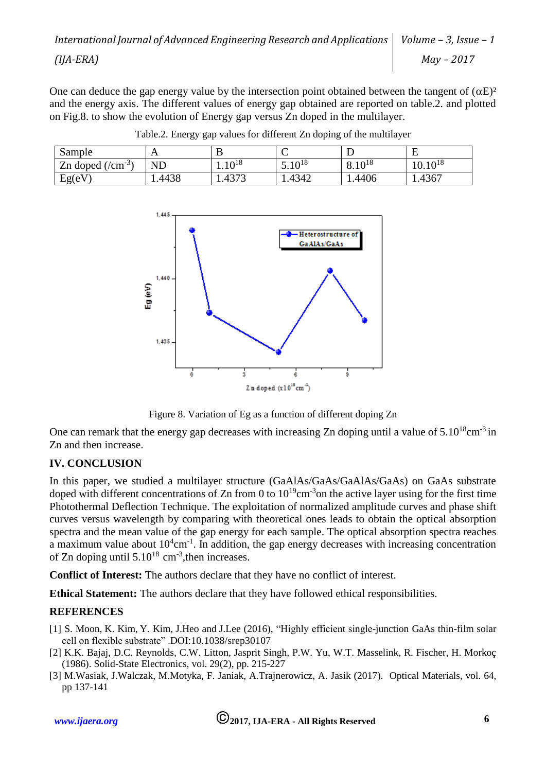One can deduce the gap energy value by the intersection point obtained between the tangent of $(\alpha E)^2$ and the energy axis. The different values of energy gap obtained are reported on table.2. and plotted on Fig.8. to show the evolution of Energy gap versus Zn doped in the multilayer.

Table.2. Energy gap values for different Zn doping of the multilayer

| Sample | A | B | C | D | E |
|---|---|---|---|---|---|
| Zn doped (/$cm^{-3}$) | ND | $1.10^{18}$ | $5.10^{18}$ | $8.10^{18}$ | $10.10^{18}$ |
| Eg(eV) | 1.4438 | 1.4373 | 1.4342 | 1.4406 | 1.4367 |

Figure 8. Variation of Eg as a function of different doping Zn

One can remark that the energy gap decreases with increasing Zn doping until a value of $5.10^{18}cm^{-3}$ in Zn and then increase.

## IV. CONCLUSION

In this paper, we studied a multilayer structure (GaAlAs/GaAs/GaAlAs/GaAs) on GaAs substrate doped with different concentrations of Zn from 0 to $10^{19}cm^{-3}$on the active layer using for the first time Photothermal Deflection Technique. The exploitation of normalized amplitude curves and phase shift curves versus wavelength by comparing with theoretical ones leads to obtain the optical absorption spectra and the mean value of the gap energy for each sample. The optical absorption spectra reaches a maximum value about $10^4cm^{-1}$. In addition, the gap energy decreases with increasing concentration of Zn doping until $5.10^{18}$ $cm^{-3}$,then increases.

**Conflict of Interest:** The authors declare that they have no conflict of interest.

**Ethical Statement:** The authors declare that they have followed ethical responsibilities.

## REFERENCES

[1] S. Moon, K. Kim, Y. Kim, J.Heo and J.Lee (2016), "Highly efficient single-junction GaAs thin-film solar cell on flexible substrate" .DOI:10.1038/srep30107

[2] K.K. Bajaj, D.C. Reynolds, C.W. Litton, Jasprit Singh, P.W. Yu, W.T. Masselink, R. Fischer, H. Morkoç (1986). Solid-State Electronics, vol. 29(2), pp. 215-227

[3] M.Wasiak, J.Walczak, M.Motyka, F. Janiak, A.Trajnerowicz, A. Jasik (2017). Optical Materials, vol. 64, pp 137-141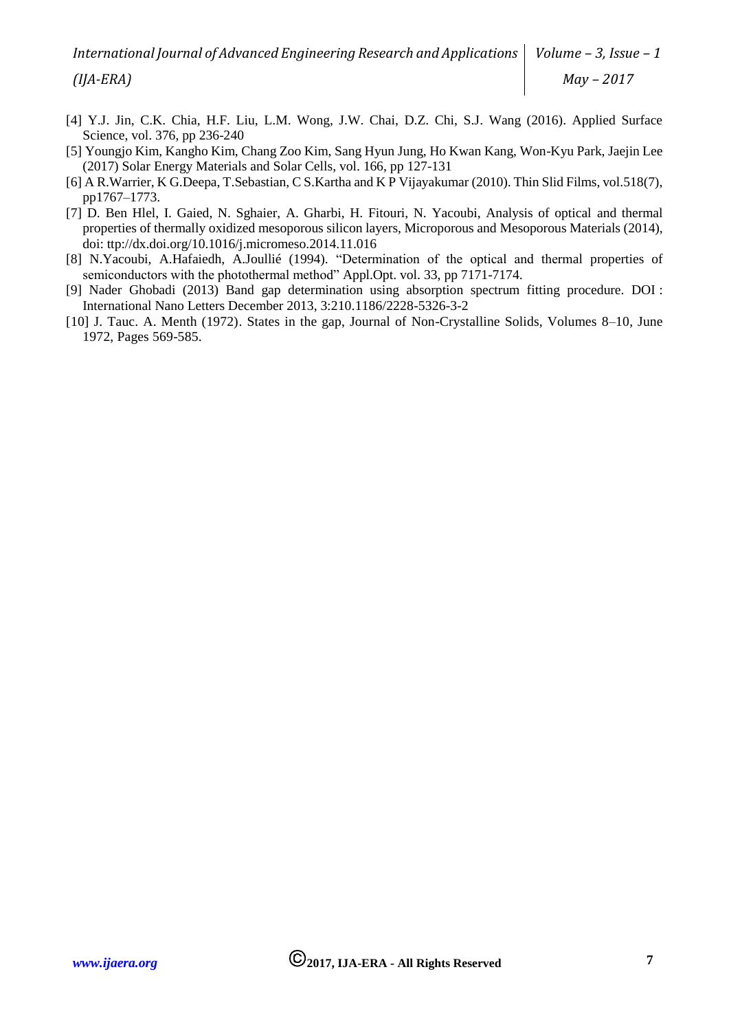[4] Y.J. Jin, C.K. Chia, H.F. Liu, L.M. Wong, J.W. Chai, D.Z. Chi, S.J. Wang (2016). Applied Surface Science, vol. 376, pp 236-240

[5] Youngjo Kim, Kangho Kim, Chang Zoo Kim, Sang Hyun Jung, Ho Kwan Kang, Won-Kyu Park, Jaejin Lee (2017) Solar Energy Materials and Solar Cells, vol. 166, pp 127-131

[6] A R.Warrier, K G.Deepa, T.Sebastian, C S.Kartha and K P Vijayakumar (2010). Thin Slid Films, vol.518(7), pp1767–1773.

[7] D. Ben Hlel, I. Gaied, N. Sghaier, A. Gharbi, H. Fitouri, N. Yacoubi, Analysis of optical and thermal properties of thermally oxidized mesoporous silicon layers, Microporous and Mesoporous Materials (2014), doi: ttp://dx.doi.org/10.1016/j.micromeso.2014.11.016

[8] N.Yacoubi, A.Hafaiedh, A.Joullié (1994). "Determination of the optical and thermal properties of semiconductors with the photothermal method" Appl.Opt. vol. 33, pp 7171-7174.

[9] Nader Ghobadi (2013) Band gap determination using absorption spectrum fitting procedure. DOI : International Nano Letters December 2013, 3:210.1186/2228-5326-3-2

[10] J. Tauc. A. Menth (1972). States in the gap, Journal of Non-Crystalline Solids, Volumes 8–10, June 1972, Pages 569-585.